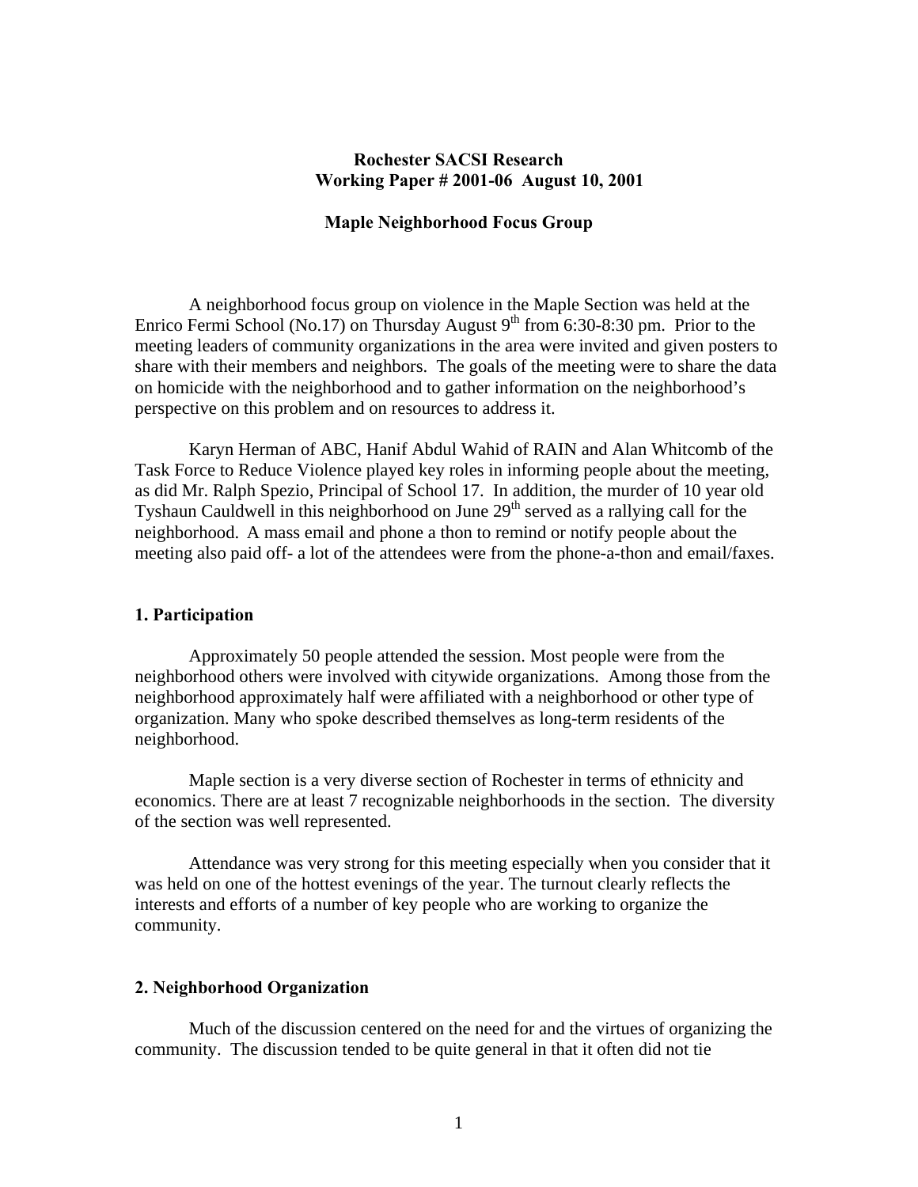**Rochester SACSI Research**
**Working Paper # 2001-06 August 10, 2001**

# Maple Neighborhood Focus Group

A neighborhood focus group on violence in the Maple Section was held at the Enrico Fermi School (No.17) on Thursday August 9th from 6:30-8:30 pm. Prior to the meeting leaders of community organizations in the area were invited and given posters to share with their members and neighbors. The goals of the meeting were to share the data on homicide with the neighborhood and to gather information on the neighborhood's perspective on this problem and on resources to address it.

Karyn Herman of ABC, Hanif Abdul Wahid of RAIN and Alan Whitcomb of the Task Force to Reduce Violence played key roles in informing people about the meeting, as did Mr. Ralph Spezio, Principal of School 17. In addition, the murder of 10 year old Tyshaun Cauldwell in this neighborhood on June 29th served as a rallying call for the neighborhood. A mass email and phone a thon to remind or notify people about the meeting also paid off- a lot of the attendees were from the phone-a-thon and email/faxes.

## 1. Participation

Approximately 50 people attended the session. Most people were from the neighborhood others were involved with citywide organizations. Among those from the neighborhood approximately half were affiliated with a neighborhood or other type of organization. Many who spoke described themselves as long-term residents of the neighborhood.

Maple section is a very diverse section of Rochester in terms of ethnicity and economics. There are at least 7 recognizable neighborhoods in the section. The diversity of the section was well represented.

Attendance was very strong for this meeting especially when you consider that it was held on one of the hottest evenings of the year. The turnout clearly reflects the interests and efforts of a number of key people who are working to organize the community.

## 2. Neighborhood Organization

Much of the discussion centered on the need for and the virtues of organizing the community. The discussion tended to be quite general in that it often did not tie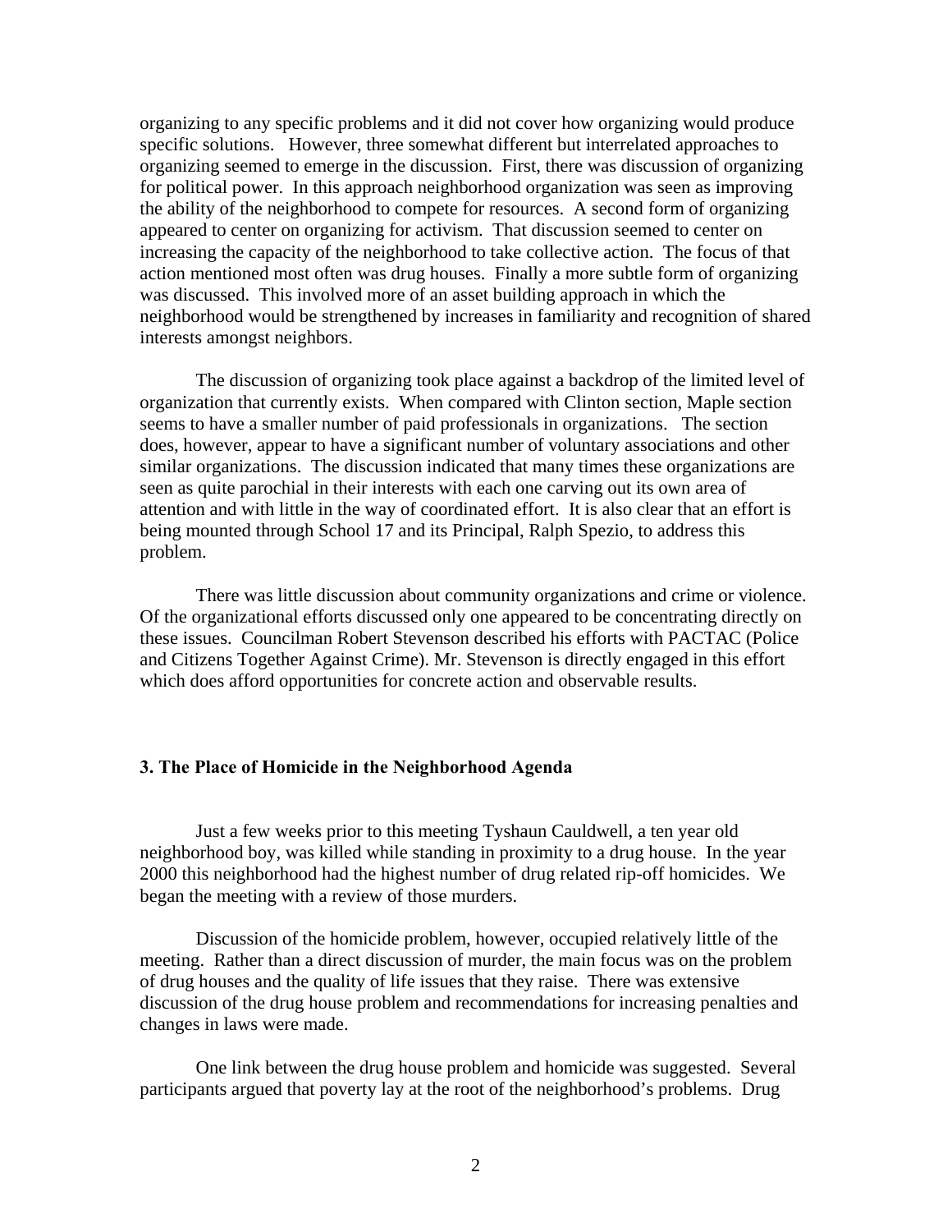organizing to any specific problems and it did not cover how organizing would produce specific solutions. However, three somewhat different but interrelated approaches to organizing seemed to emerge in the discussion. First, there was discussion of organizing for political power. In this approach neighborhood organization was seen as improving the ability of the neighborhood to compete for resources. A second form of organizing appeared to center on organizing for activism. That discussion seemed to center on increasing the capacity of the neighborhood to take collective action. The focus of that action mentioned most often was drug houses. Finally a more subtle form of organizing was discussed. This involved more of an asset building approach in which the neighborhood would be strengthened by increases in familiarity and recognition of shared interests amongst neighbors.

The discussion of organizing took place against a backdrop of the limited level of organization that currently exists. When compared with Clinton section, Maple section seems to have a smaller number of paid professionals in organizations. The section does, however, appear to have a significant number of voluntary associations and other similar organizations. The discussion indicated that many times these organizations are seen as quite parochial in their interests with each one carving out its own area of attention and with little in the way of coordinated effort. It is also clear that an effort is being mounted through School 17 and its Principal, Ralph Spezio, to address this problem.

There was little discussion about community organizations and crime or violence. Of the organizational efforts discussed only one appeared to be concentrating directly on these issues. Councilman Robert Stevenson described his efforts with PACTAC (Police and Citizens Together Against Crime). Mr. Stevenson is directly engaged in this effort which does afford opportunities for concrete action and observable results.

### 3. The Place of Homicide in the Neighborhood Agenda

Just a few weeks prior to this meeting Tyshaun Cauldwell, a ten year old neighborhood boy, was killed while standing in proximity to a drug house. In the year 2000 this neighborhood had the highest number of drug related rip-off homicides. We began the meeting with a review of those murders.

Discussion of the homicide problem, however, occupied relatively little of the meeting. Rather than a direct discussion of murder, the main focus was on the problem of drug houses and the quality of life issues that they raise. There was extensive discussion of the drug house problem and recommendations for increasing penalties and changes in laws were made.

One link between the drug house problem and homicide was suggested. Several participants argued that poverty lay at the root of the neighborhood's problems. Drug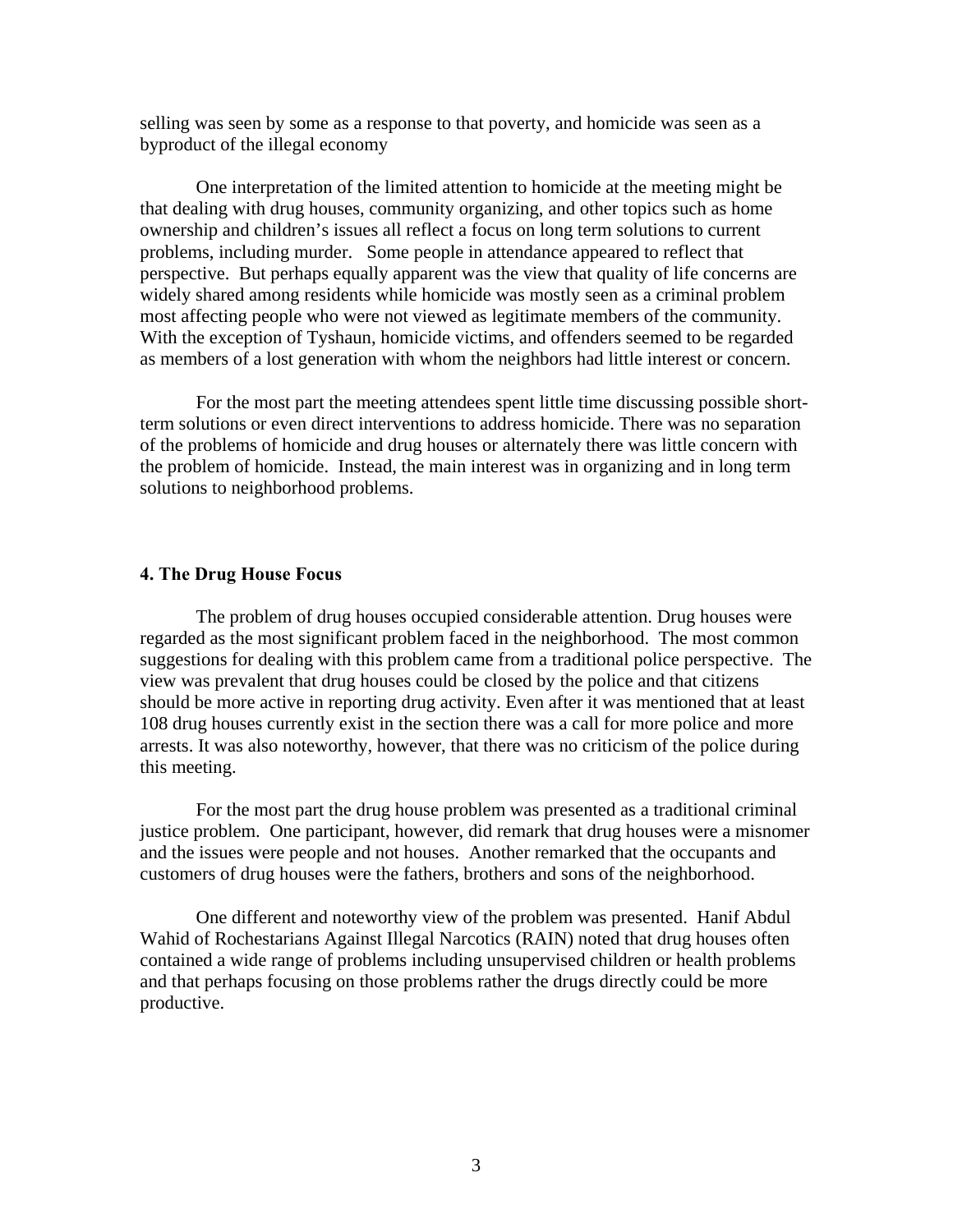selling was seen by some as a response to that poverty, and homicide was seen as a byproduct of the illegal economy

One interpretation of the limited attention to homicide at the meeting might be that dealing with drug houses, community organizing, and other topics such as home ownership and children's issues all reflect a focus on long term solutions to current problems, including murder. Some people in attendance appeared to reflect that perspective. But perhaps equally apparent was the view that quality of life concerns are widely shared among residents while homicide was mostly seen as a criminal problem most affecting people who were not viewed as legitimate members of the community. With the exception of Tyshaun, homicide victims, and offenders seemed to be regarded as members of a lost generation with whom the neighbors had little interest or concern.

For the most part the meeting attendees spent little time discussing possible short-term solutions or even direct interventions to address homicide. There was no separation of the problems of homicide and drug houses or alternately there was little concern with the problem of homicide. Instead, the main interest was in organizing and in long term solutions to neighborhood problems.

### 4. The Drug House Focus

The problem of drug houses occupied considerable attention. Drug houses were regarded as the most significant problem faced in the neighborhood. The most common suggestions for dealing with this problem came from a traditional police perspective. The view was prevalent that drug houses could be closed by the police and that citizens should be more active in reporting drug activity. Even after it was mentioned that at least 108 drug houses currently exist in the section there was a call for more police and more arrests. It was also noteworthy, however, that there was no criticism of the police during this meeting.

For the most part the drug house problem was presented as a traditional criminal justice problem. One participant, however, did remark that drug houses were a misnomer and the issues were people and not houses. Another remarked that the occupants and customers of drug houses were the fathers, brothers and sons of the neighborhood.

One different and noteworthy view of the problem was presented. Hanif Abdul Wahid of Rochestarians Against Illegal Narcotics (RAIN) noted that drug houses often contained a wide range of problems including unsupervised children or health problems and that perhaps focusing on those problems rather the drugs directly could be more productive.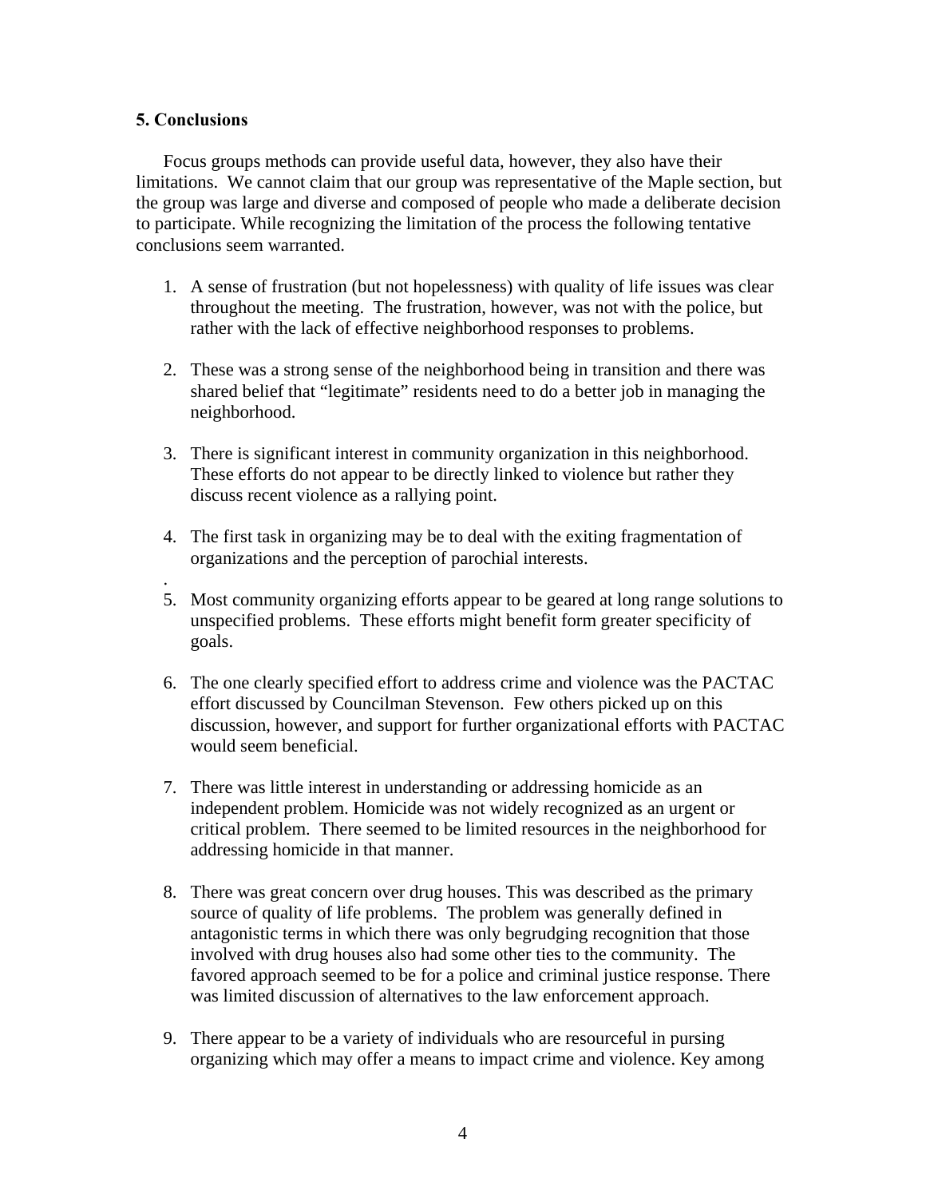## 5. Conclusions

Focus groups methods can provide useful data, however, they also have their limitations. We cannot claim that our group was representative of the Maple section, but the group was large and diverse and composed of people who made a deliberate decision to participate. While recognizing the limitation of the process the following tentative conclusions seem warranted.

1. A sense of frustration (but not hopelessness) with quality of life issues was clear throughout the meeting. The frustration, however, was not with the police, but rather with the lack of effective neighborhood responses to problems.

2. These was a strong sense of the neighborhood being in transition and there was shared belief that "legitimate" residents need to do a better job in managing the neighborhood.

3. There is significant interest in community organization in this neighborhood. These efforts do not appear to be directly linked to violence but rather they discuss recent violence as a rallying point.

4. The first task in organizing may be to deal with the exiting fragmentation of organizations and the perception of parochial interests.

.

5. Most community organizing efforts appear to be geared at long range solutions to unspecified problems. These efforts might benefit form greater specificity of goals.

6. The one clearly specified effort to address crime and violence was the PACTAC effort discussed by Councilman Stevenson. Few others picked up on this discussion, however, and support for further organizational efforts with PACTAC would seem beneficial.

7. There was little interest in understanding or addressing homicide as an independent problem. Homicide was not widely recognized as an urgent or critical problem. There seemed to be limited resources in the neighborhood for addressing homicide in that manner.

8. There was great concern over drug houses. This was described as the primary source of quality of life problems. The problem was generally defined in antagonistic terms in which there was only begrudging recognition that those involved with drug houses also had some other ties to the community. The favored approach seemed to be for a police and criminal justice response. There was limited discussion of alternatives to the law enforcement approach.

9. There appear to be a variety of individuals who are resourceful in pursing organizing which may offer a means to impact crime and violence. Key among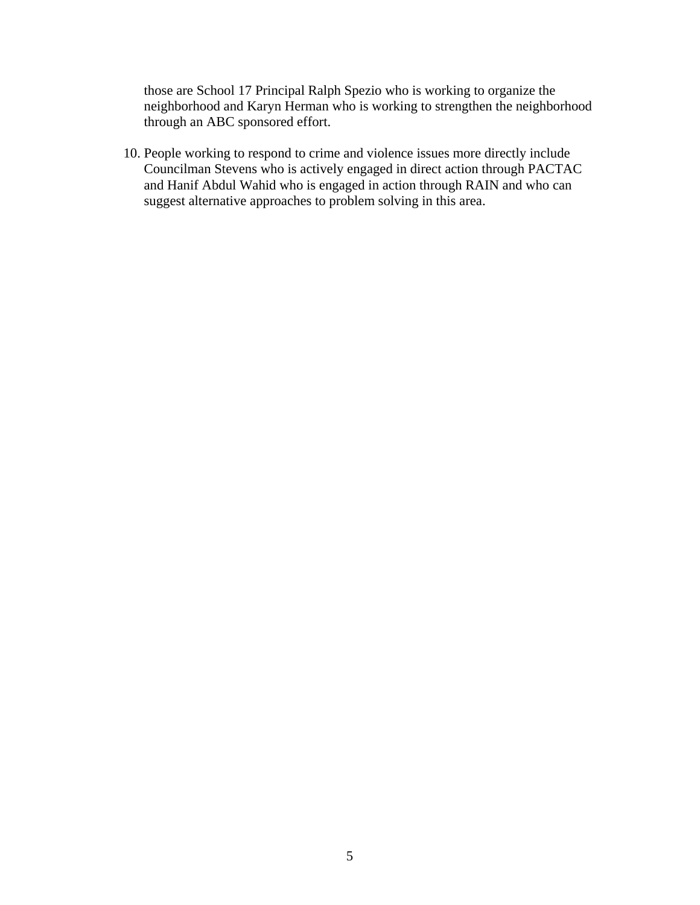those are School 17 Principal Ralph Spezio who is working to organize the neighborhood and Karyn Herman who is working to strengthen the neighborhood through an ABC sponsored effort.

10. People working to respond to crime and violence issues more directly include Councilman Stevens who is actively engaged in direct action through PACTAC and Hanif Abdul Wahid who is engaged in action through RAIN and who can suggest alternative approaches to problem solving in this area.